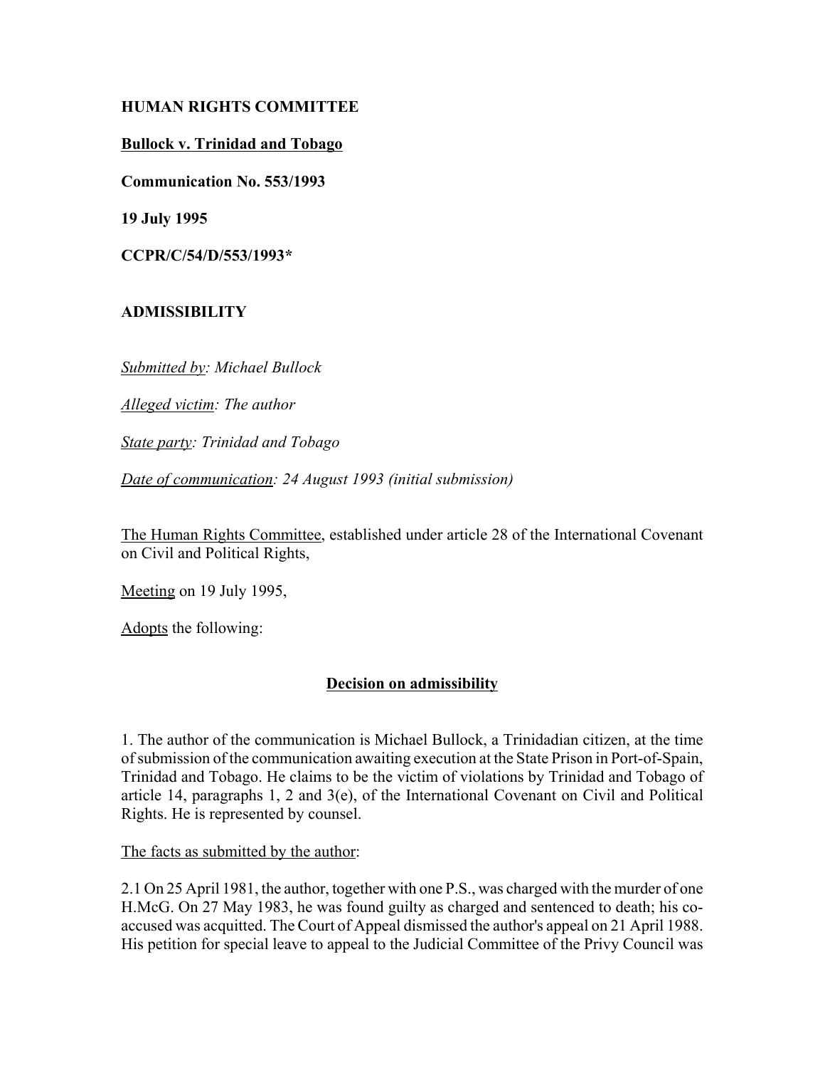**HUMAN RIGHTS COMMITTEE**

**Bullock v. Trinidad and Tobago**

**Communication No. 553/1993**

**19 July 1995**

**CCPR/C/54/D/553/1993***

**ADMISSIBILITY**

*Submitted by: Michael Bullock*

*Alleged victim: The author*

*State party: Trinidad and Tobago*

*Date of communication: 24 August 1993 (initial submission)*

The Human Rights Committee, established under article 28 of the International Covenant on Civil and Political Rights,

Meeting on 19 July 1995,

Adopts the following:

## Decision on admissibility

1. The author of the communication is Michael Bullock, a Trinidadian citizen, at the time of submission of the communication awaiting execution at the State Prison in Port-of-Spain, Trinidad and Tobago. He claims to be the victim of violations by Trinidad and Tobago of article 14, paragraphs 1, 2 and 3(e), of the International Covenant on Civil and Political Rights. He is represented by counsel.

The facts as submitted by the author:

2.1 On 25 April 1981, the author, together with one P.S., was charged with the murder of one H.McG. On 27 May 1983, he was found guilty as charged and sentenced to death; his co-accused was acquitted. The Court of Appeal dismissed the author's appeal on 21 April 1988. His petition for special leave to appeal to the Judicial Committee of the Privy Council was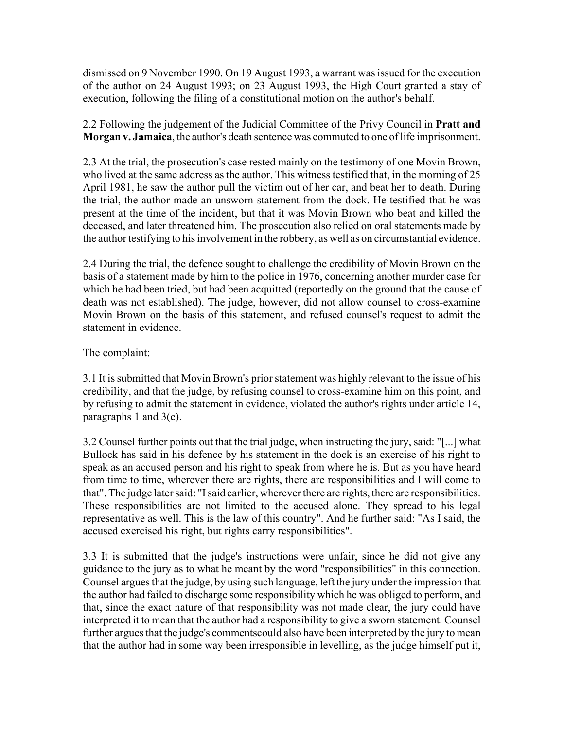dismissed on 9 November 1990. On 19 August 1993, a warrant was issued for the execution of the author on 24 August 1993; on 23 August 1993, the High Court granted a stay of execution, following the filing of a constitutional motion on the author's behalf.

2.2 Following the judgement of the Judicial Committee of the Privy Council in **Pratt and Morgan v. Jamaica**, the author's death sentence was commuted to one of life imprisonment.

2.3 At the trial, the prosecution's case rested mainly on the testimony of one Movin Brown, who lived at the same address as the author. This witness testified that, in the morning of 25 April 1981, he saw the author pull the victim out of her car, and beat her to death. During the trial, the author made an unsworn statement from the dock. He testified that he was present at the time of the incident, but that it was Movin Brown who beat and killed the deceased, and later threatened him. The prosecution also relied on oral statements made by the author testifying to his involvement in the robbery, as well as on circumstantial evidence.

2.4 During the trial, the defence sought to challenge the credibility of Movin Brown on the basis of a statement made by him to the police in 1976, concerning another murder case for which he had been tried, but had been acquitted (reportedly on the ground that the cause of death was not established). The judge, however, did not allow counsel to cross-examine Movin Brown on the basis of this statement, and refused counsel's request to admit the statement in evidence.

The complaint:

3.1 It is submitted that Movin Brown's prior statement was highly relevant to the issue of his credibility, and that the judge, by refusing counsel to cross-examine him on this point, and by refusing to admit the statement in evidence, violated the author's rights under article 14, paragraphs 1 and 3(e).

3.2 Counsel further points out that the trial judge, when instructing the jury, said: "[...] what Bullock has said in his defence by his statement in the dock is an exercise of his right to speak as an accused person and his right to speak from where he is. But as you have heard from time to time, wherever there are rights, there are responsibilities and I will come to that". The judge later said: "I said earlier, wherever there are rights, there are responsibilities. These responsibilities are not limited to the accused alone. They spread to his legal representative as well. This is the law of this country". And he further said: "As I said, the accused exercised his right, but rights carry responsibilities".

3.3 It is submitted that the judge's instructions were unfair, since he did not give any guidance to the jury as to what he meant by the word "responsibilities" in this connection. Counsel argues that the judge, by using such language, left the jury under the impression that the author had failed to discharge some responsibility which he was obliged to perform, and that, since the exact nature of that responsibility was not made clear, the jury could have interpreted it to mean that the author had a responsibility to give a sworn statement. Counsel further argues that the judge's commentscould also have been interpreted by the jury to mean that the author had in some way been irresponsible in levelling, as the judge himself put it,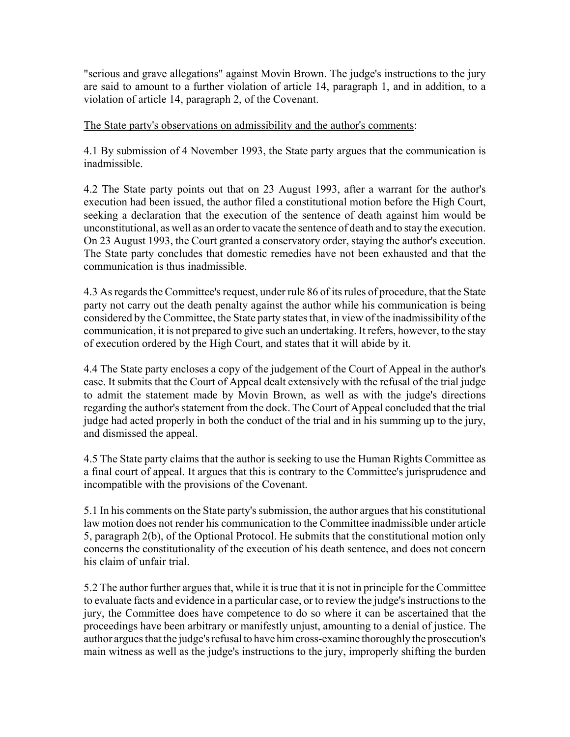"serious and grave allegations" against Movin Brown. The judge's instructions to the jury are said to amount to a further violation of article 14, paragraph 1, and in addition, to a violation of article 14, paragraph 2, of the Covenant.

<u>The State party's observations on admissibility and the author's comments</u>:

4.1 By submission of 4 November 1993, the State party argues that the communication is inadmissible.

4.2 The State party points out that on 23 August 1993, after a warrant for the author's execution had been issued, the author filed a constitutional motion before the High Court, seeking a declaration that the execution of the sentence of death against him would be unconstitutional, as well as an order to vacate the sentence of death and to stay the execution. On 23 August 1993, the Court granted a conservatory order, staying the author's execution. The State party concludes that domestic remedies have not been exhausted and that the communication is thus inadmissible.

4.3 As regards the Committee's request, under rule 86 of its rules of procedure, that the State party not carry out the death penalty against the author while his communication is being considered by the Committee, the State party states that, in view of the inadmissibility of the communication, it is not prepared to give such an undertaking. It refers, however, to the stay of execution ordered by the High Court, and states that it will abide by it.

4.4 The State party encloses a copy of the judgement of the Court of Appeal in the author's case. It submits that the Court of Appeal dealt extensively with the refusal of the trial judge to admit the statement made by Movin Brown, as well as with the judge's directions regarding the author's statement from the dock. The Court of Appeal concluded that the trial judge had acted properly in both the conduct of the trial and in his summing up to the jury, and dismissed the appeal.

4.5 The State party claims that the author is seeking to use the Human Rights Committee as a final court of appeal. It argues that this is contrary to the Committee's jurisprudence and incompatible with the provisions of the Covenant.

5.1 In his comments on the State party's submission, the author argues that his constitutional law motion does not render his communication to the Committee inadmissible under article 5, paragraph 2(b), of the Optional Protocol. He submits that the constitutional motion only concerns the constitutionality of the execution of his death sentence, and does not concern his claim of unfair trial.

5.2 The author further argues that, while it is true that it is not in principle for the Committee to evaluate facts and evidence in a particular case, or to review the judge's instructions to the jury, the Committee does have competence to do so where it can be ascertained that the proceedings have been arbitrary or manifestly unjust, amounting to a denial of justice. The author argues that the judge's refusal to have him cross-examine thoroughly the prosecution's main witness as well as the judge's instructions to the jury, improperly shifting the burden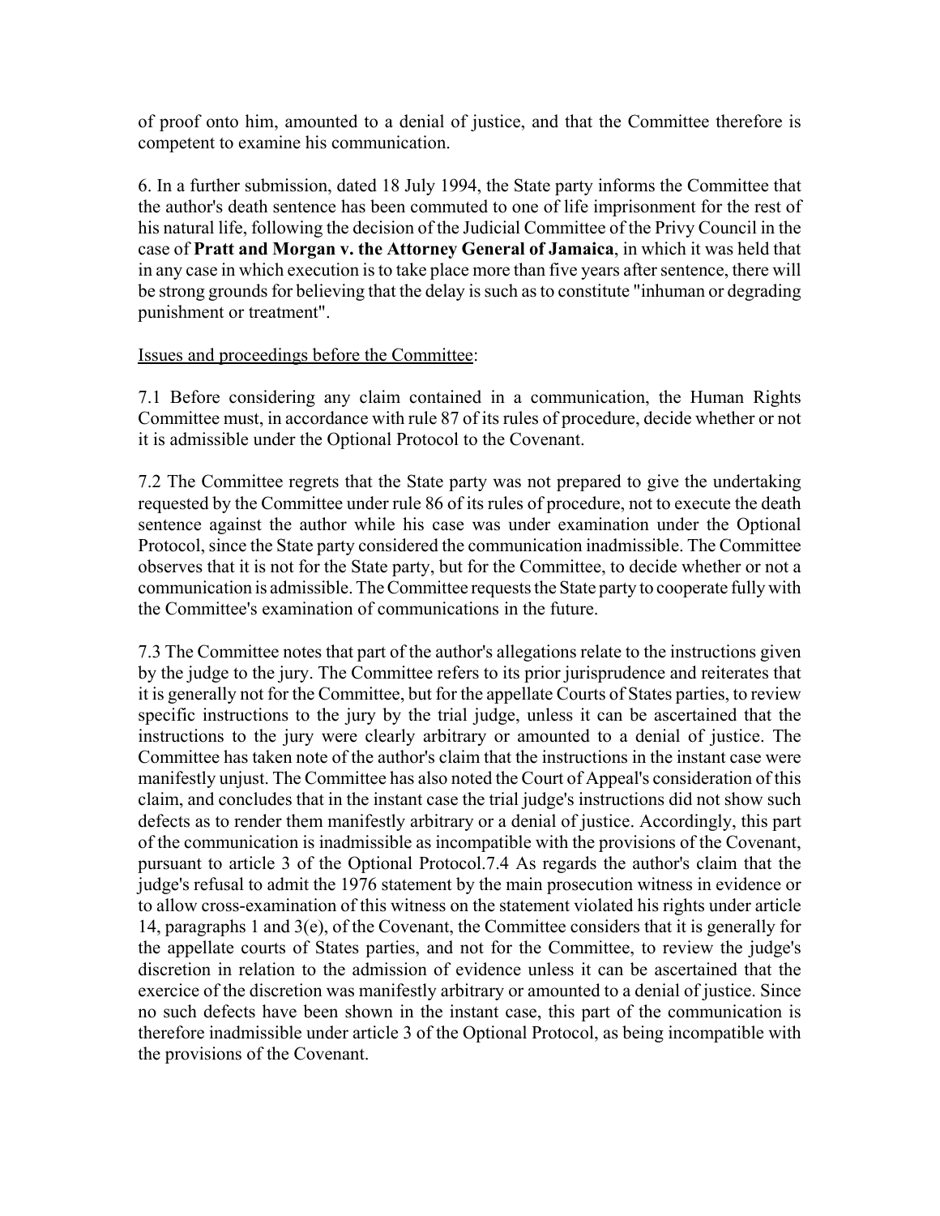of proof onto him, amounted to a denial of justice, and that the Committee therefore is competent to examine his communication.

6. In a further submission, dated 18 July 1994, the State party informs the Committee that the author's death sentence has been commuted to one of life imprisonment for the rest of his natural life, following the decision of the Judicial Committee of the Privy Council in the case of **Pratt and Morgan v. the Attorney General of Jamaica**, in which it was held that in any case in which execution is to take place more than five years after sentence, there will be strong grounds for believing that the delay is such as to constitute "inhuman or degrading punishment or treatment".

<u>Issues and proceedings before the Committee</u>:

7.1 Before considering any claim contained in a communication, the Human Rights Committee must, in accordance with rule 87 of its rules of procedure, decide whether or not it is admissible under the Optional Protocol to the Covenant.

7.2 The Committee regrets that the State party was not prepared to give the undertaking requested by the Committee under rule 86 of its rules of procedure, not to execute the death sentence against the author while his case was under examination under the Optional Protocol, since the State party considered the communication inadmissible. The Committee observes that it is not for the State party, but for the Committee, to decide whether or not a communication is admissible. The Committee requests the State party to cooperate fully with the Committee's examination of communications in the future.

7.3 The Committee notes that part of the author's allegations relate to the instructions given by the judge to the jury. The Committee refers to its prior jurisprudence and reiterates that it is generally not for the Committee, but for the appellate Courts of States parties, to review specific instructions to the jury by the trial judge, unless it can be ascertained that the instructions to the jury were clearly arbitrary or amounted to a denial of justice. The Committee has taken note of the author's claim that the instructions in the instant case were manifestly unjust. The Committee has also noted the Court of Appeal's consideration of this claim, and concludes that in the instant case the trial judge's instructions did not show such defects as to render them manifestly arbitrary or a denial of justice. Accordingly, this part of the communication is inadmissible as incompatible with the provisions of the Covenant, pursuant to article 3 of the Optional Protocol.7.4 As regards the author's claim that the judge's refusal to admit the 1976 statement by the main prosecution witness in evidence or to allow cross-examination of this witness on the statement violated his rights under article 14, paragraphs 1 and 3(e), of the Covenant, the Committee considers that it is generally for the appellate courts of States parties, and not for the Committee, to review the judge's discretion in relation to the admission of evidence unless it can be ascertained that the exercice of the discretion was manifestly arbitrary or amounted to a denial of justice. Since no such defects have been shown in the instant case, this part of the communication is therefore inadmissible under article 3 of the Optional Protocol, as being incompatible with the provisions of the Covenant.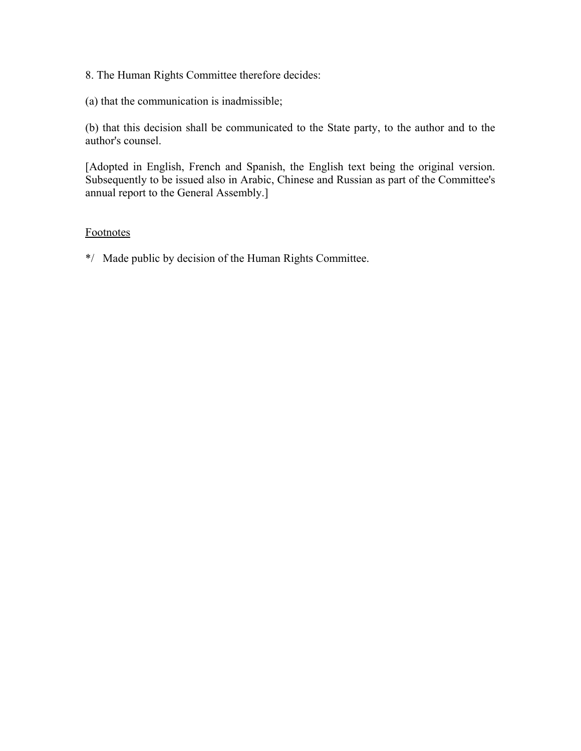8. The Human Rights Committee therefore decides:

(a) that the communication is inadmissible;

(b) that this decision shall be communicated to the State party, to the author and to the author's counsel.

[Adopted in English, French and Spanish, the English text being the original version. Subsequently to be issued also in Arabic, Chinese and Russian as part of the Committee's annual report to the General Assembly.]

Footnotes

*/ Made public by decision of the Human Rights Committee.